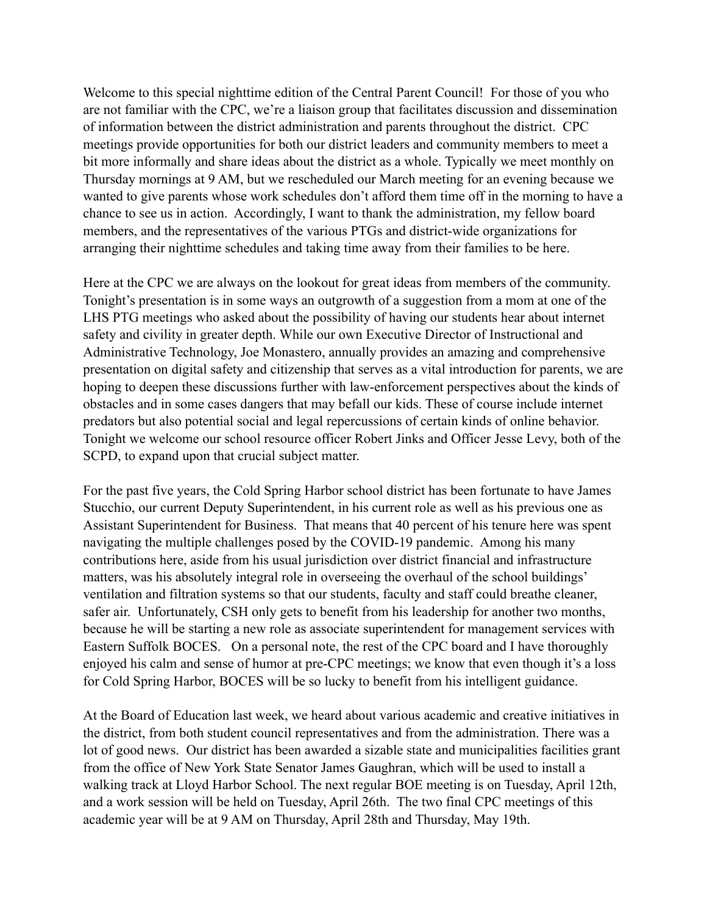Welcome to this special nighttime edition of the Central Parent Council! For those of you who are not familiar with the CPC, we're a liaison group that facilitates discussion and dissemination of information between the district administration and parents throughout the district. CPC meetings provide opportunities for both our district leaders and community members to meet a bit more informally and share ideas about the district as a whole. Typically we meet monthly on Thursday mornings at 9 AM, but we rescheduled our March meeting for an evening because we wanted to give parents whose work schedules don't afford them time off in the morning to have a chance to see us in action. Accordingly, I want to thank the administration, my fellow board members, and the representatives of the various PTGs and district-wide organizations for arranging their nighttime schedules and taking time away from their families to be here.

Here at the CPC we are always on the lookout for great ideas from members of the community. Tonight's presentation is in some ways an outgrowth of a suggestion from a mom at one of the LHS PTG meetings who asked about the possibility of having our students hear about internet safety and civility in greater depth. While our own Executive Director of Instructional and Administrative Technology, Joe Monastero, annually provides an amazing and comprehensive presentation on digital safety and citizenship that serves as a vital introduction for parents, we are hoping to deepen these discussions further with law-enforcement perspectives about the kinds of obstacles and in some cases dangers that may befall our kids. These of course include internet predators but also potential social and legal repercussions of certain kinds of online behavior. Tonight we welcome our school resource officer Robert Jinks and Officer Jesse Levy, both of the SCPD, to expand upon that crucial subject matter.

For the past five years, the Cold Spring Harbor school district has been fortunate to have James Stucchio, our current Deputy Superintendent, in his current role as well as his previous one as Assistant Superintendent for Business. That means that 40 percent of his tenure here was spent navigating the multiple challenges posed by the COVID-19 pandemic. Among his many contributions here, aside from his usual jurisdiction over district financial and infrastructure matters, was his absolutely integral role in overseeing the overhaul of the school buildings' ventilation and filtration systems so that our students, faculty and staff could breathe cleaner, safer air. Unfortunately, CSH only gets to benefit from his leadership for another two months, because he will be starting a new role as associate superintendent for management services with Eastern Suffolk BOCES. On a personal note, the rest of the CPC board and I have thoroughly enjoyed his calm and sense of humor at pre-CPC meetings; we know that even though it's a loss for Cold Spring Harbor, BOCES will be so lucky to benefit from his intelligent guidance.

At the Board of Education last week, we heard about various academic and creative initiatives in the district, from both student council representatives and from the administration. There was a lot of good news. Our district has been awarded a sizable state and municipalities facilities grant from the office of New York State Senator James Gaughran, which will be used to install a walking track at Lloyd Harbor School. The next regular BOE meeting is on Tuesday, April 12th, and a work session will be held on Tuesday, April 26th. The two final CPC meetings of this academic year will be at 9 AM on Thursday, April 28th and Thursday, May 19th.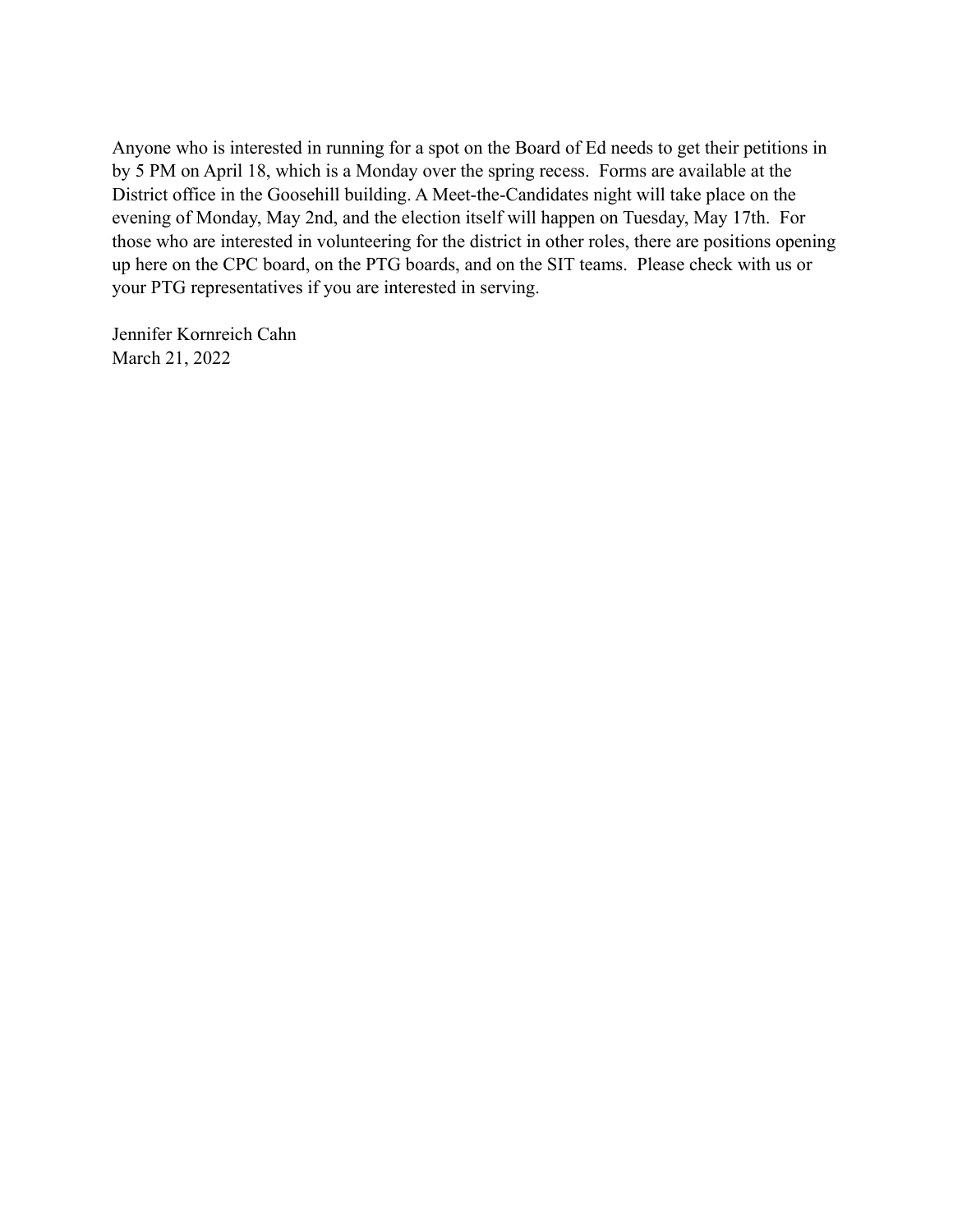Anyone who is interested in running for a spot on the Board of Ed needs to get their petitions in by 5 PM on April 18, which is a Monday over the spring recess. Forms are available at the District office in the Goosehill building. A Meet-the-Candidates night will take place on the evening of Monday, May 2nd, and the election itself will happen on Tuesday, May 17th. For those who are interested in volunteering for the district in other roles, there are positions opening up here on the CPC board, on the PTG boards, and on the SIT teams. Please check with us or your PTG representatives if you are interested in serving.

Jennifer Kornreich Cahn
March 21, 2022